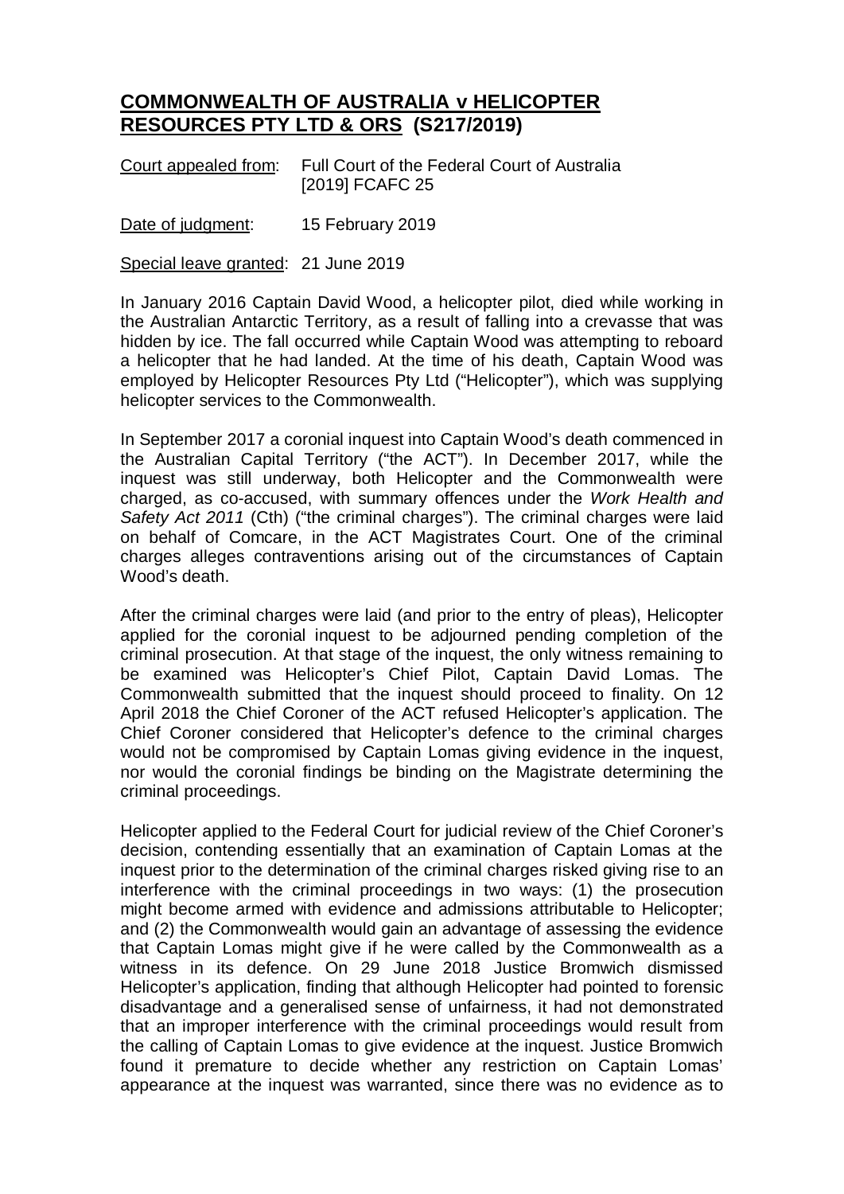# **COMMONWEALTH OF AUSTRALIA v HELICOPTER RESOURCES PTY LTD & ORS (S217/2019)**

Court appealed from: Full Court of the Federal Court of Australia [2019] FCAFC 25

Date of judgment: 15 February 2019

Special leave granted: 21 June 2019

In January 2016 Captain David Wood, a helicopter pilot, died while working in the Australian Antarctic Territory, as a result of falling into a crevasse that was hidden by ice. The fall occurred while Captain Wood was attempting to reboard a helicopter that he had landed. At the time of his death, Captain Wood was employed by Helicopter Resources Pty Ltd ("Helicopter"), which was supplying helicopter services to the Commonwealth.

In September 2017 a coronial inquest into Captain Wood's death commenced in the Australian Capital Territory ("the ACT"). In December 2017, while the inquest was still underway, both Helicopter and the Commonwealth were charged, as co-accused, with summary offences under the *Work Health and Safety Act 2011* (Cth) ("the criminal charges"). The criminal charges were laid on behalf of Comcare, in the ACT Magistrates Court. One of the criminal charges alleges contraventions arising out of the circumstances of Captain Wood's death.

After the criminal charges were laid (and prior to the entry of pleas), Helicopter applied for the coronial inquest to be adjourned pending completion of the criminal prosecution. At that stage of the inquest, the only witness remaining to be examined was Helicopter's Chief Pilot, Captain David Lomas. The Commonwealth submitted that the inquest should proceed to finality. On 12 April 2018 the Chief Coroner of the ACT refused Helicopter's application. The Chief Coroner considered that Helicopter's defence to the criminal charges would not be compromised by Captain Lomas giving evidence in the inquest, nor would the coronial findings be binding on the Magistrate determining the criminal proceedings.

Helicopter applied to the Federal Court for judicial review of the Chief Coroner's decision, contending essentially that an examination of Captain Lomas at the inquest prior to the determination of the criminal charges risked giving rise to an interference with the criminal proceedings in two ways: (1) the prosecution might become armed with evidence and admissions attributable to Helicopter; and (2) the Commonwealth would gain an advantage of assessing the evidence that Captain Lomas might give if he were called by the Commonwealth as a witness in its defence. On 29 June 2018 Justice Bromwich dismissed Helicopter's application, finding that although Helicopter had pointed to forensic disadvantage and a generalised sense of unfairness, it had not demonstrated that an improper interference with the criminal proceedings would result from the calling of Captain Lomas to give evidence at the inquest. Justice Bromwich found it premature to decide whether any restriction on Captain Lomas' appearance at the inquest was warranted, since there was no evidence as to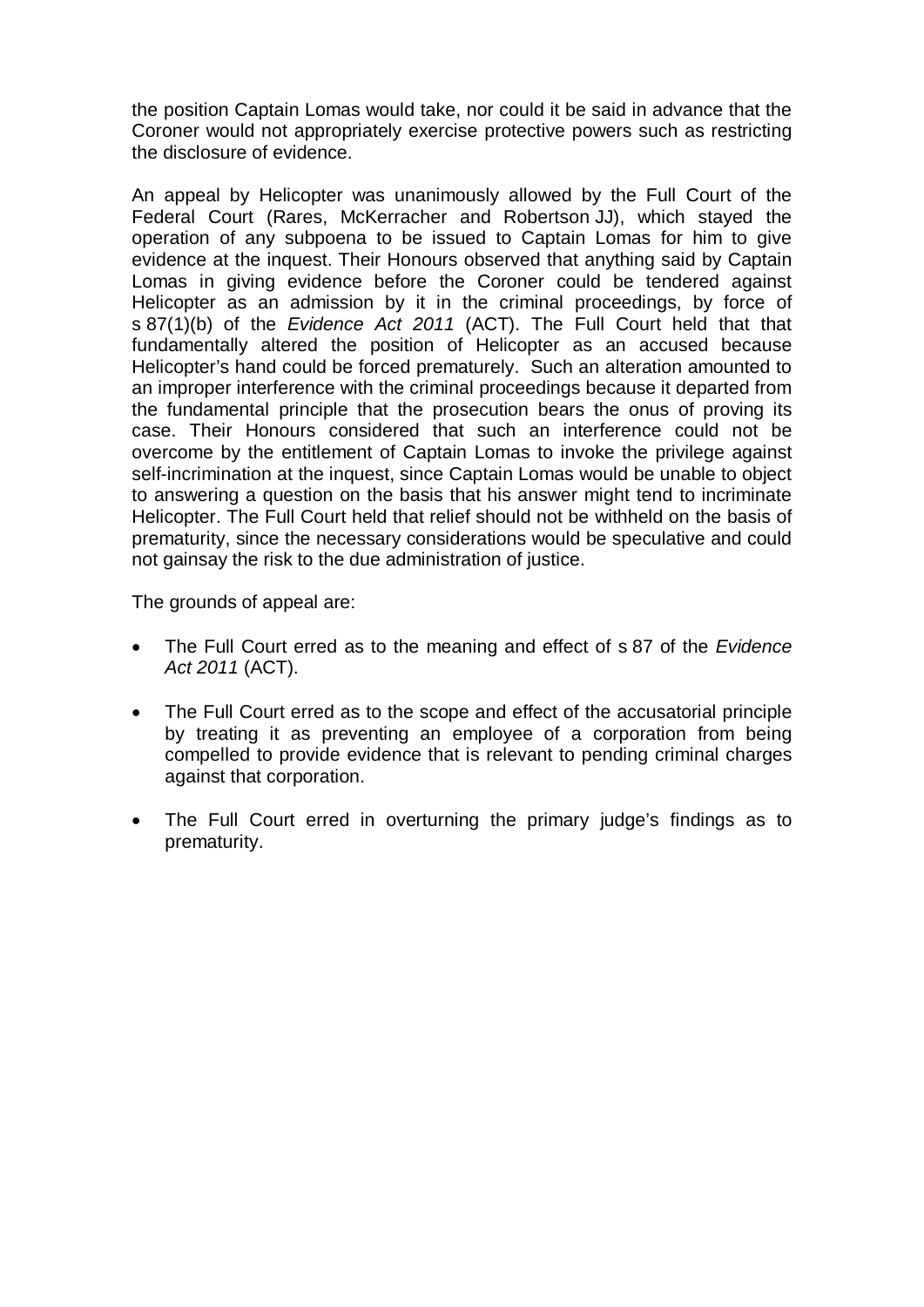the position Captain Lomas would take, nor could it be said in advance that the Coroner would not appropriately exercise protective powers such as restricting the disclosure of evidence.

An appeal by Helicopter was unanimously allowed by the Full Court of the Federal Court (Rares, McKerracher and Robertson JJ), which stayed the operation of any subpoena to be issued to Captain Lomas for him to give evidence at the inquest. Their Honours observed that anything said by Captain Lomas in giving evidence before the Coroner could be tendered against Helicopter as an admission by it in the criminal proceedings, by force of s 87(1)(b) of the *Evidence Act 2011* (ACT). The Full Court held that that fundamentally altered the position of Helicopter as an accused because Helicopter's hand could be forced prematurely. Such an alteration amounted to an improper interference with the criminal proceedings because it departed from the fundamental principle that the prosecution bears the onus of proving its case. Their Honours considered that such an interference could not be overcome by the entitlement of Captain Lomas to invoke the privilege against self-incrimination at the inquest, since Captain Lomas would be unable to object to answering a question on the basis that his answer might tend to incriminate Helicopter. The Full Court held that relief should not be withheld on the basis of prematurity, since the necessary considerations would be speculative and could not gainsay the risk to the due administration of justice.

The grounds of appeal are:

- The Full Court erred as to the meaning and effect of s 87 of the *Evidence Act 2011* (ACT).
- The Full Court erred as to the scope and effect of the accusatorial principle by treating it as preventing an employee of a corporation from being compelled to provide evidence that is relevant to pending criminal charges against that corporation.
- The Full Court erred in overturning the primary judge's findings as to prematurity.